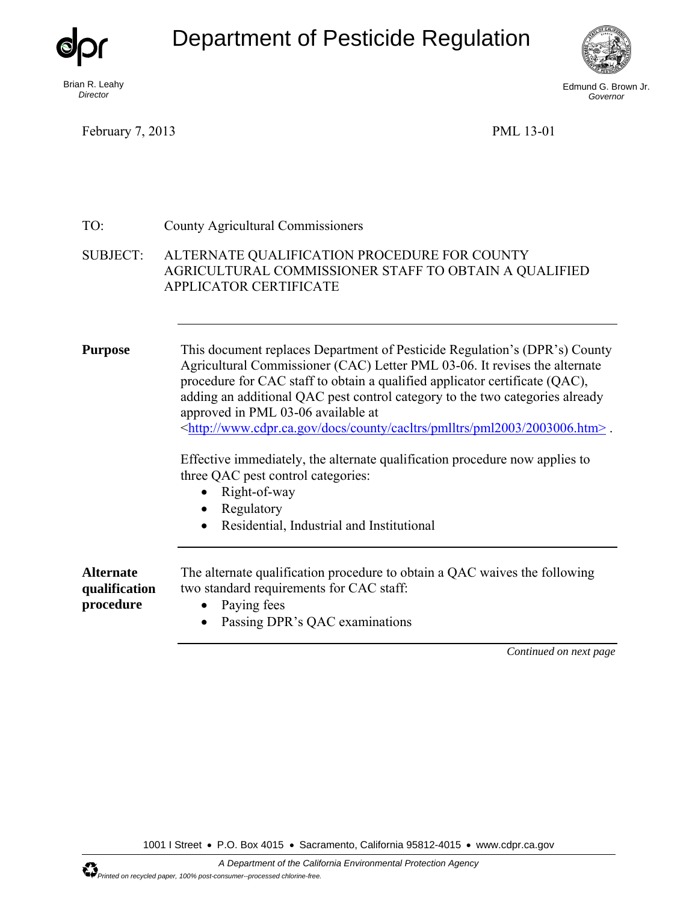# Department of Pesticide Regulation

Brian R. Leahy
*Director*

Edmund G. Brown Jr.
*Governor*

February 7, 2013

PML 13-01

TO: County Agricultural Commissioners

SUBJECT: ALTERNATE QUALIFICATION PROCEDURE FOR COUNTY AGRICULTURAL COMMISSIONER STAFF TO OBTAIN A QUALIFIED APPLICATOR CERTIFICATE

---

**Purpose**

This document replaces Department of Pesticide Regulation's (DPR's) County Agricultural Commissioner (CAC) Letter PML 03-06. It revises the alternate procedure for CAC staff to obtain a qualified applicator certificate (QAC), adding an additional QAC pest control category to the two categories already approved in PML 03-06 available at <http://www.cdpr.ca.gov/docs/county/cacltrs/pmlltrs/pml2003/2003006.htm> .

Effective immediately, the alternate qualification procedure now applies to three QAC pest control categories:

- Right-of-way
- Regulatory
- Residential, Industrial and Institutional

---

**Alternate qualification procedure**

The alternate qualification procedure to obtain a QAC waives the following two standard requirements for CAC staff:

- Paying fees
- Passing DPR's QAC examinations

---

*Continued on next page*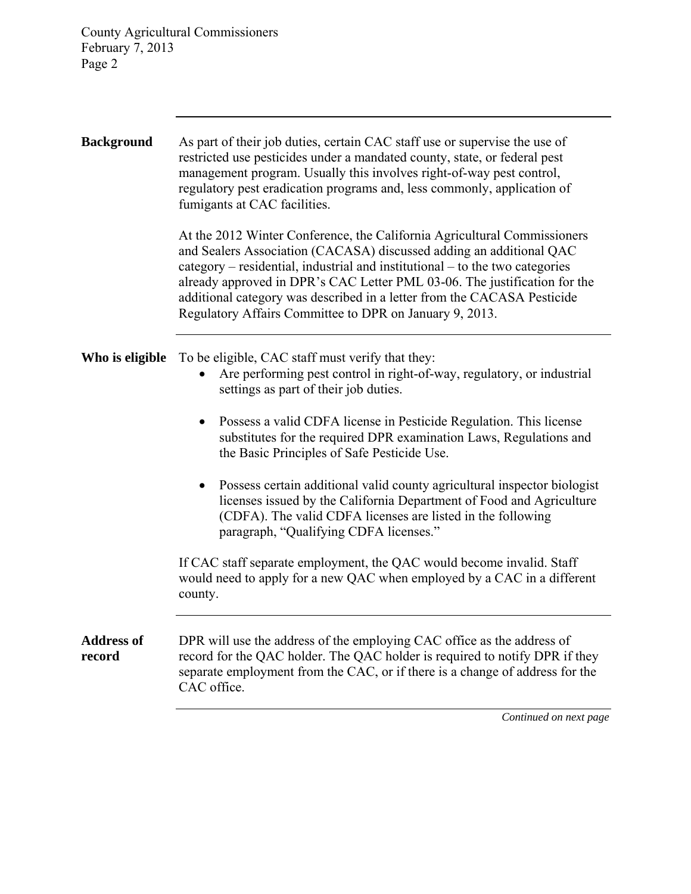## Background

As part of their job duties, certain CAC staff use or supervise the use of restricted use pesticides under a mandated county, state, or federal pest management program. Usually this involves right-of-way pest control, regulatory pest eradication programs and, less commonly, application of fumigants at CAC facilities.

At the 2012 Winter Conference, the California Agricultural Commissioners and Sealers Association (CACASA) discussed adding an additional QAC category – residential, industrial and institutional – to the two categories already approved in DPR's CAC Letter PML 03-06. The justification for the additional category was described in a letter from the CACASA Pesticide Regulatory Affairs Committee to DPR on January 9, 2013.

## Who is eligible

To be eligible, CAC staff must verify that they:

- Are performing pest control in right-of-way, regulatory, or industrial settings as part of their job duties.
- Possess a valid CDFA license in Pesticide Regulation. This license substitutes for the required DPR examination Laws, Regulations and the Basic Principles of Safe Pesticide Use.
- Possess certain additional valid county agricultural inspector biologist licenses issued by the California Department of Food and Agriculture (CDFA). The valid CDFA licenses are listed in the following paragraph, "Qualifying CDFA licenses."

If CAC staff separate employment, the QAC would become invalid. Staff would need to apply for a new QAC when employed by a CAC in a different county.

## Address of record

DPR will use the address of the employing CAC office as the address of record for the QAC holder. The QAC holder is required to notify DPR if they separate employment from the CAC, or if there is a change of address for the CAC office.

*Continued on next page*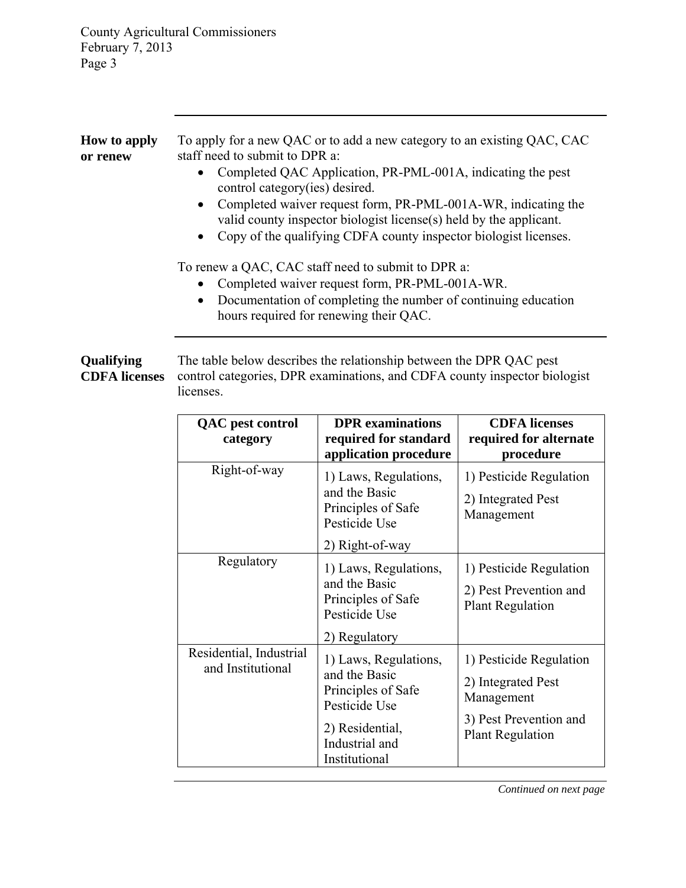**How to apply or renew**

To apply for a new QAC or to add a new category to an existing QAC, CAC staff need to submit to DPR a:

- Completed QAC Application, PR-PML-001A, indicating the pest control category(ies) desired.
- Completed waiver request form, PR-PML-001A-WR, indicating the valid county inspector biologist license(s) held by the applicant.
- Copy of the qualifying CDFA county inspector biologist licenses.

To renew a QAC, CAC staff need to submit to DPR a:

- Completed waiver request form, PR-PML-001A-WR.
- Documentation of completing the number of continuing education hours required for renewing their QAC.

**Qualifying CDFA licenses**

The table below describes the relationship between the DPR QAC pest control categories, DPR examinations, and CDFA county inspector biologist licenses.

| QAC pest control category | DPR examinations required for standard application procedure | CDFA licenses required for alternate procedure |
|---|---|---|
| Right-of-way | 1) Laws, Regulations, and the Basic Principles of Safe Pesticide Use<br>2) Right-of-way | 1) Pesticide Regulation<br>2) Integrated Pest Management |
| Regulatory | 1) Laws, Regulations, and the Basic Principles of Safe Pesticide Use<br>2) Regulatory | 1) Pesticide Regulation<br>2) Pest Prevention and Plant Regulation |
| Residential, Industrial and Institutional | 1) Laws, Regulations, and the Basic Principles of Safe Pesticide Use<br>2) Residential, Industrial and Institutional | 1) Pesticide Regulation<br>2) Integrated Pest Management<br>3) Pest Prevention and Plant Regulation |

*Continued on next page*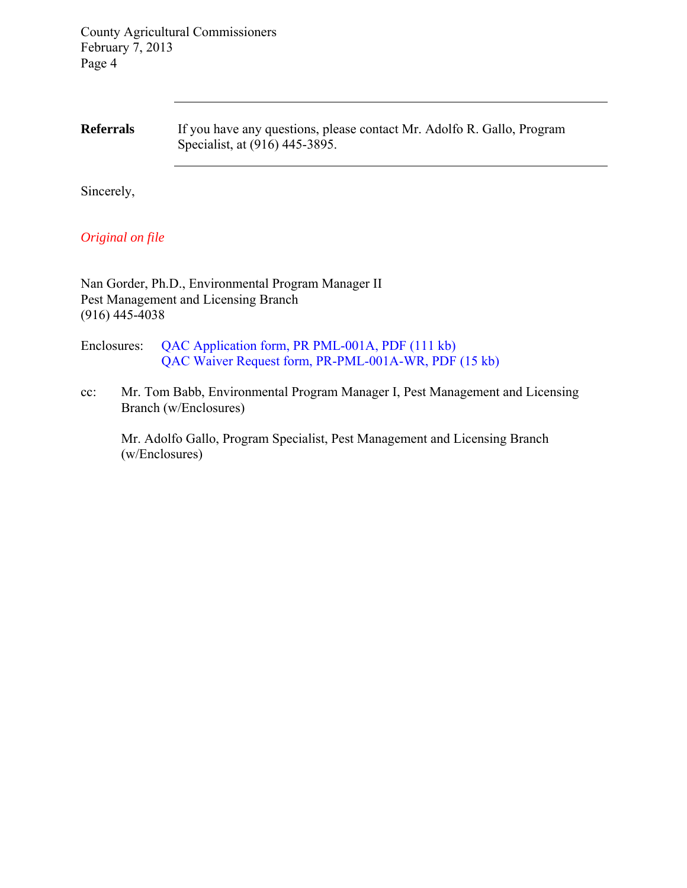**Referrals** If you have any questions, please contact Mr. Adolfo R. Gallo, Program Specialist, at (916) 445-3895.

Sincerely,

*Original on file*

Nan Gorder, Ph.D., Environmental Program Manager II
Pest Management and Licensing Branch
(916) 445-4038

Enclosures: QAC Application form, PR PML-001A, PDF (111 kb)
QAC Waiver Request form, PR-PML-001A-WR, PDF (15 kb)

cc: Mr. Tom Babb, Environmental Program Manager I, Pest Management and Licensing Branch (w/Enclosures)

Mr. Adolfo Gallo, Program Specialist, Pest Management and Licensing Branch (w/Enclosures)